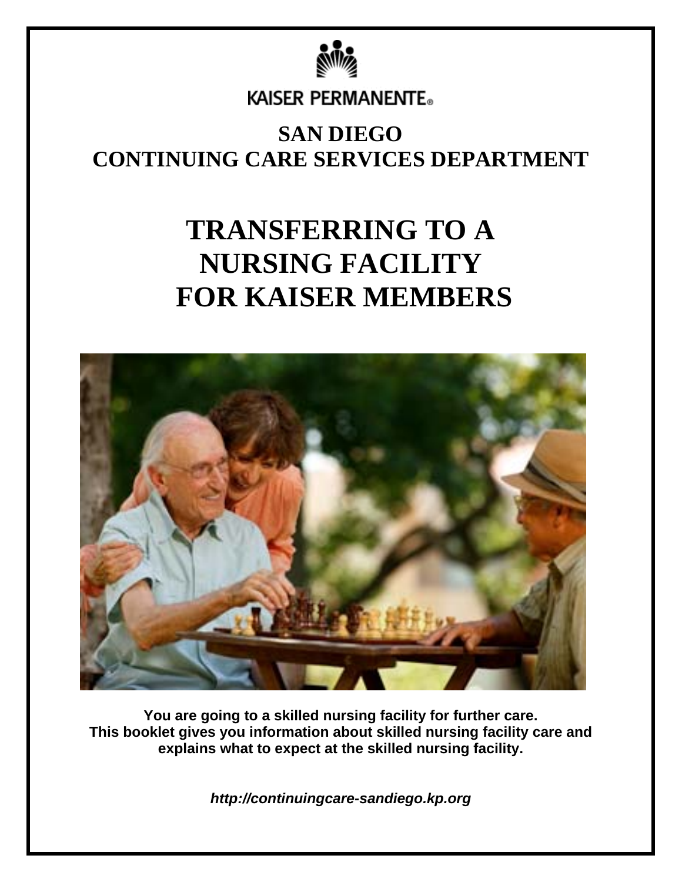KAISER PERMANENTE®

## SAN DIEGO
## CONTINUING CARE SERVICES DEPARTMENT

# TRANSFERRING TO A NURSING FACILITY FOR KAISER MEMBERS

**You are going to a skilled nursing facility for further care. This booklet gives you information about skilled nursing facility care and explains what to expect at the skilled nursing facility.**

***http://continuingcare-sandiego.kp.org***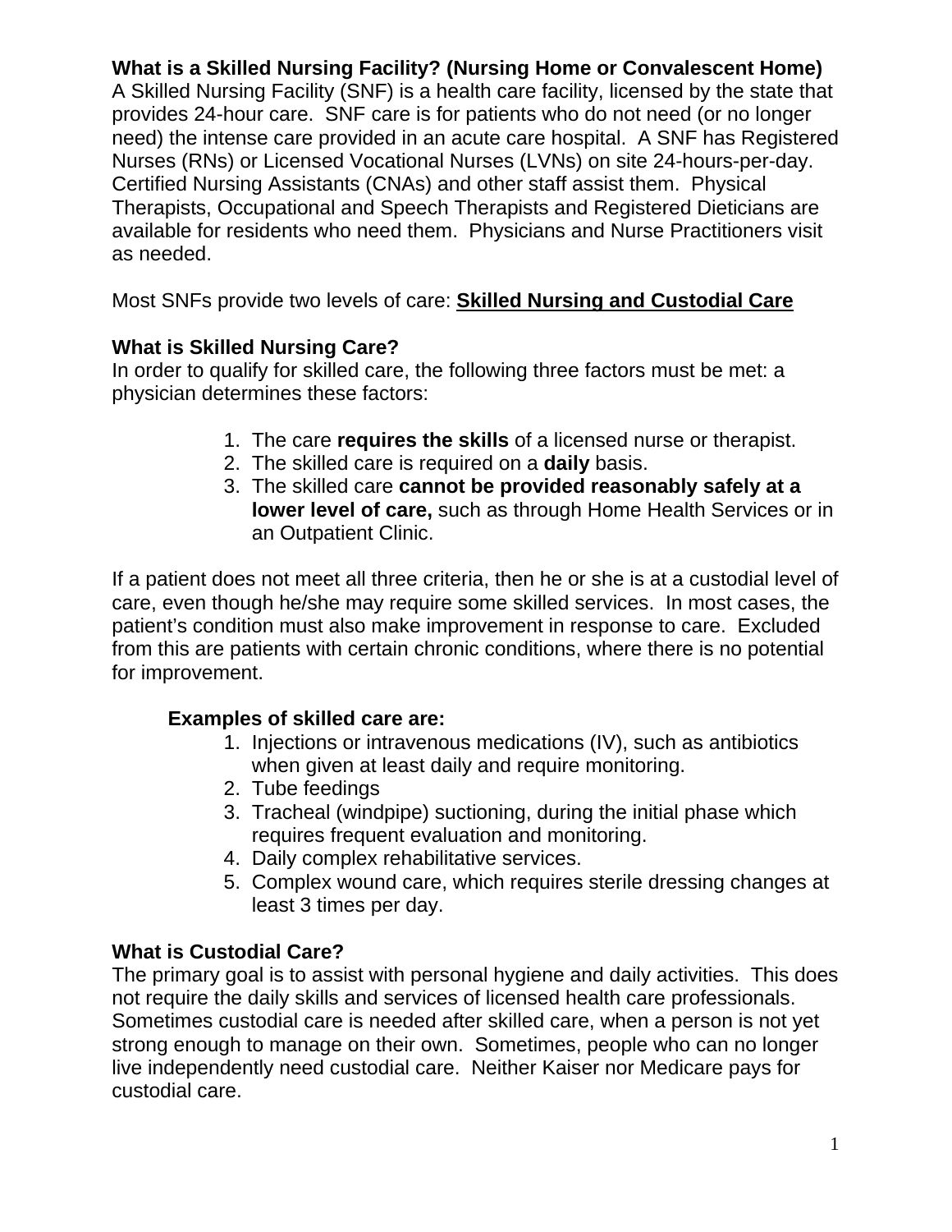**What is a Skilled Nursing Facility? (Nursing Home or Convalescent Home)**
A Skilled Nursing Facility (SNF) is a health care facility, licensed by the state that provides 24-hour care. SNF care is for patients who do not need (or no longer need) the intense care provided in an acute care hospital. A SNF has Registered Nurses (RNs) or Licensed Vocational Nurses (LVNs) on site 24-hours-per-day. Certified Nursing Assistants (CNAs) and other staff assist them. Physical Therapists, Occupational and Speech Therapists and Registered Dieticians are available for residents who need them. Physicians and Nurse Practitioners visit as needed.

Most SNFs provide two levels of care: **Skilled Nursing and Custodial Care**

**What is Skilled Nursing Care?**
In order to qualify for skilled care, the following three factors must be met: a physician determines these factors:

1. The care **requires the skills** of a licensed nurse or therapist.
2. The skilled care is required on a **daily** basis.
3. The skilled care **cannot be provided reasonably safely at a lower level of care,** such as through Home Health Services or in an Outpatient Clinic.

If a patient does not meet all three criteria, then he or she is at a custodial level of care, even though he/she may require some skilled services. In most cases, the patient's condition must also make improvement in response to care. Excluded from this are patients with certain chronic conditions, where there is no potential for improvement.

**Examples of skilled care are:**

1. Injections or intravenous medications (IV), such as antibiotics when given at least daily and require monitoring.
2. Tube feedings
3. Tracheal (windpipe) suctioning, during the initial phase which requires frequent evaluation and monitoring.
4. Daily complex rehabilitative services.
5. Complex wound care, which requires sterile dressing changes at least 3 times per day.

**What is Custodial Care?**
The primary goal is to assist with personal hygiene and daily activities. This does not require the daily skills and services of licensed health care professionals. Sometimes custodial care is needed after skilled care, when a person is not yet strong enough to manage on their own. Sometimes, people who can no longer live independently need custodial care. Neither Kaiser nor Medicare pays for custodial care.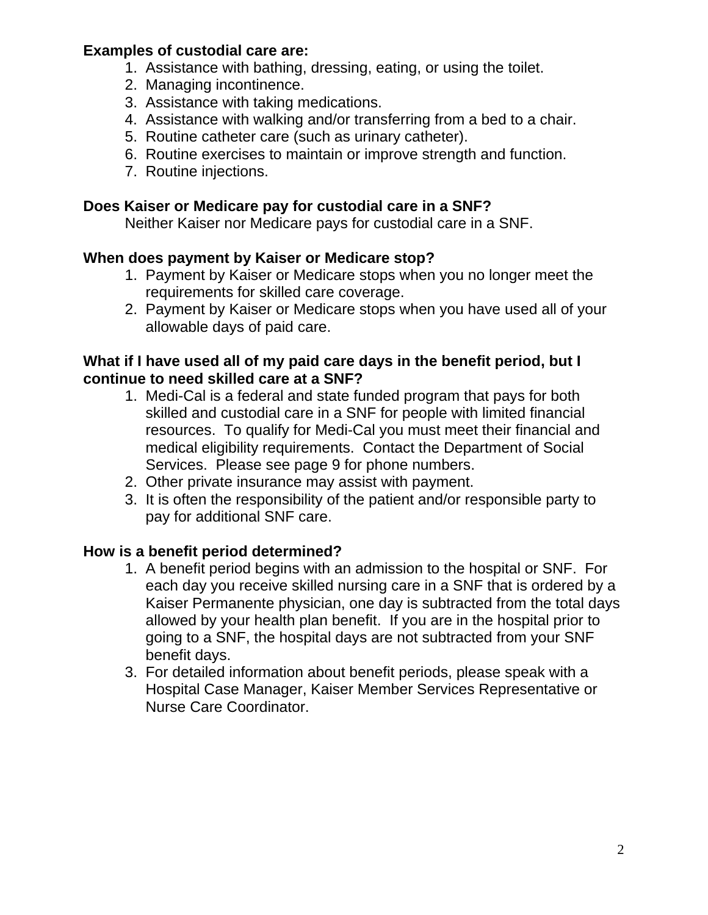**Examples of custodial care are:**

1. Assistance with bathing, dressing, eating, or using the toilet.
2. Managing incontinence.
3. Assistance with taking medications.
4. Assistance with walking and/or transferring from a bed to a chair.
5. Routine catheter care (such as urinary catheter).
6. Routine exercises to maintain or improve strength and function.
7. Routine injections.

**Does Kaiser or Medicare pay for custodial care in a SNF?**

Neither Kaiser nor Medicare pays for custodial care in a SNF.

**When does payment by Kaiser or Medicare stop?**

1. Payment by Kaiser or Medicare stops when you no longer meet the requirements for skilled care coverage.
2. Payment by Kaiser or Medicare stops when you have used all of your allowable days of paid care.

**What if I have used all of my paid care days in the benefit period, but I continue to need skilled care at a SNF?**

1. Medi-Cal is a federal and state funded program that pays for both skilled and custodial care in a SNF for people with limited financial resources. To qualify for Medi-Cal you must meet their financial and medical eligibility requirements. Contact the Department of Social Services. Please see page 9 for phone numbers.
2. Other private insurance may assist with payment.
3. It is often the responsibility of the patient and/or responsible party to pay for additional SNF care.

**How is a benefit period determined?**

1. A benefit period begins with an admission to the hospital or SNF. For each day you receive skilled nursing care in a SNF that is ordered by a Kaiser Permanente physician, one day is subtracted from the total days allowed by your health plan benefit. If you are in the hospital prior to going to a SNF, the hospital days are not subtracted from your SNF benefit days.
3. For detailed information about benefit periods, please speak with a Hospital Case Manager, Kaiser Member Services Representative or Nurse Care Coordinator.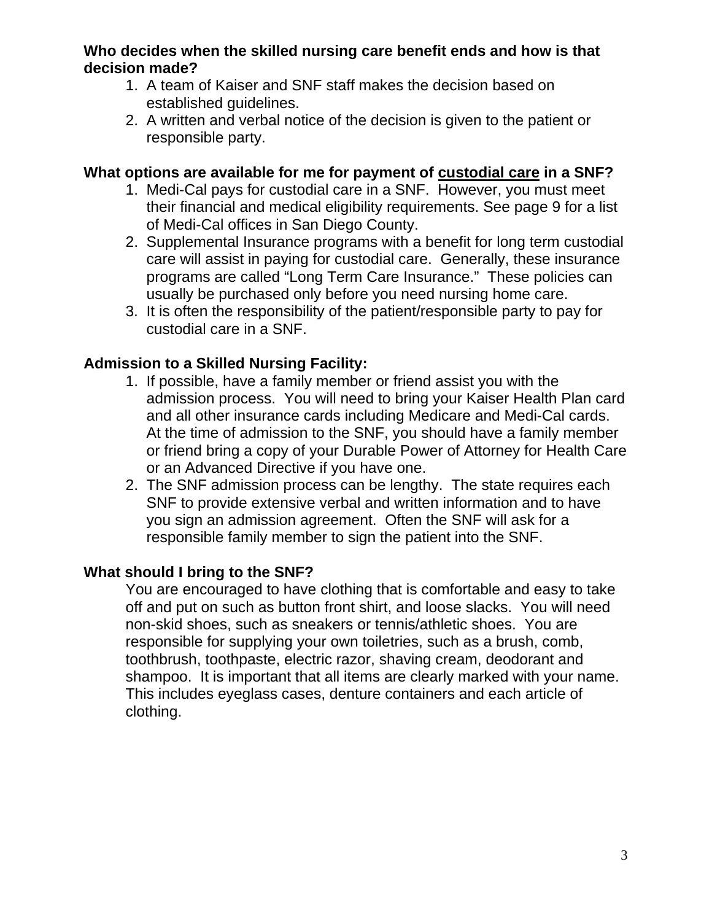**Who decides when the skilled nursing care benefit ends and how is that decision made?**

1. A team of Kaiser and SNF staff makes the decision based on established guidelines.
2. A written and verbal notice of the decision is given to the patient or responsible party.

**What options are available for me for payment of <u>custodial care</u> in a SNF?**

1. Medi-Cal pays for custodial care in a SNF. However, you must meet their financial and medical eligibility requirements. See page 9 for a list of Medi-Cal offices in San Diego County.
2. Supplemental Insurance programs with a benefit for long term custodial care will assist in paying for custodial care. Generally, these insurance programs are called "Long Term Care Insurance." These policies can usually be purchased only before you need nursing home care.
3. It is often the responsibility of the patient/responsible party to pay for custodial care in a SNF.

**Admission to a Skilled Nursing Facility:**

1. If possible, have a family member or friend assist you with the admission process. You will need to bring your Kaiser Health Plan card and all other insurance cards including Medicare and Medi-Cal cards. At the time of admission to the SNF, you should have a family member or friend bring a copy of your Durable Power of Attorney for Health Care or an Advanced Directive if you have one.
2. The SNF admission process can be lengthy. The state requires each SNF to provide extensive verbal and written information and to have you sign an admission agreement. Often the SNF will ask for a responsible family member to sign the patient into the SNF.

**What should I bring to the SNF?**

You are encouraged to have clothing that is comfortable and easy to take off and put on such as button front shirt, and loose slacks. You will need non-skid shoes, such as sneakers or tennis/athletic shoes. You are responsible for supplying your own toiletries, such as a brush, comb, toothbrush, toothpaste, electric razor, shaving cream, deodorant and shampoo. It is important that all items are clearly marked with your name. This includes eyeglass cases, denture containers and each article of clothing.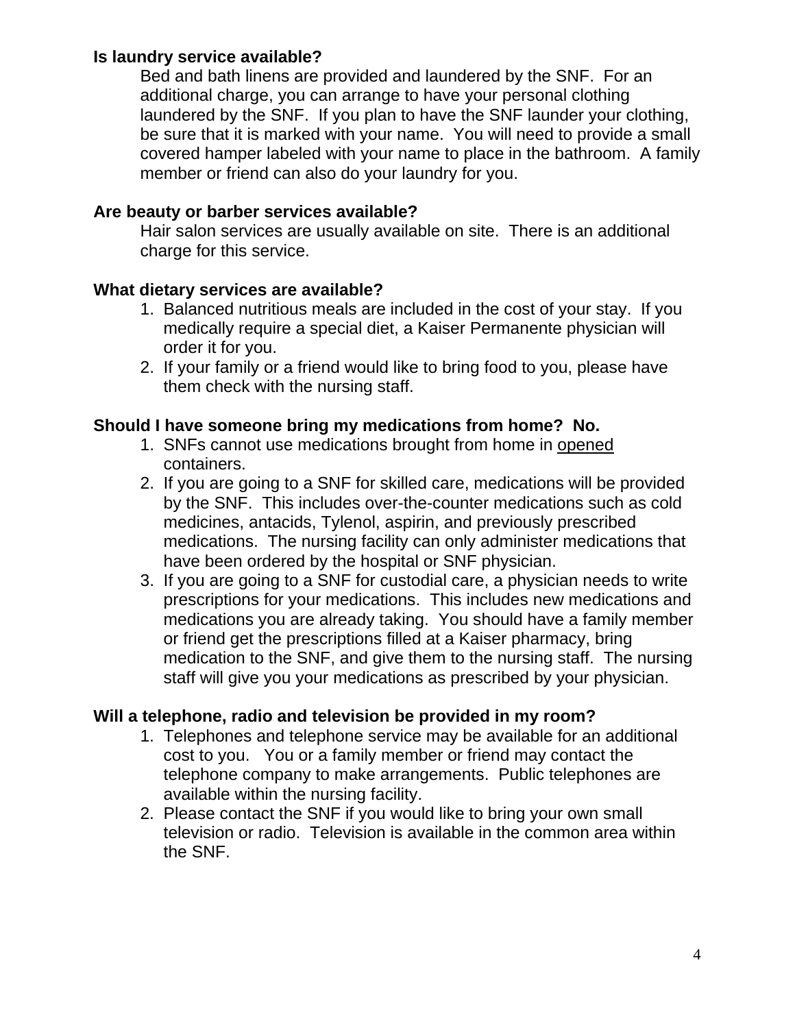**Is laundry service available?**

Bed and bath linens are provided and laundered by the SNF. For an additional charge, you can arrange to have your personal clothing laundered by the SNF. If you plan to have the SNF launder your clothing, be sure that it is marked with your name. You will need to provide a small covered hamper labeled with your name to place in the bathroom. A family member or friend can also do your laundry for you.

**Are beauty or barber services available?**

Hair salon services are usually available on site. There is an additional charge for this service.

**What dietary services are available?**

1. Balanced nutritious meals are included in the cost of your stay. If you medically require a special diet, a Kaiser Permanente physician will order it for you.
2. If your family or a friend would like to bring food to you, please have them check with the nursing staff.

**Should I have someone bring my medications from home? No.**

1. SNFs cannot use medications brought from home in <u>opened</u> containers.
2. If you are going to a SNF for skilled care, medications will be provided by the SNF. This includes over-the-counter medications such as cold medicines, antacids, Tylenol, aspirin, and previously prescribed medications. The nursing facility can only administer medications that have been ordered by the hospital or SNF physician.
3. If you are going to a SNF for custodial care, a physician needs to write prescriptions for your medications. This includes new medications and medications you are already taking. You should have a family member or friend get the prescriptions filled at a Kaiser pharmacy, bring medication to the SNF, and give them to the nursing staff. The nursing staff will give you your medications as prescribed by your physician.

**Will a telephone, radio and television be provided in my room?**

1. Telephones and telephone service may be available for an additional cost to you. You or a family member or friend may contact the telephone company to make arrangements. Public telephones are available within the nursing facility.
2. Please contact the SNF if you would like to bring your own small television or radio. Television is available in the common area within the SNF.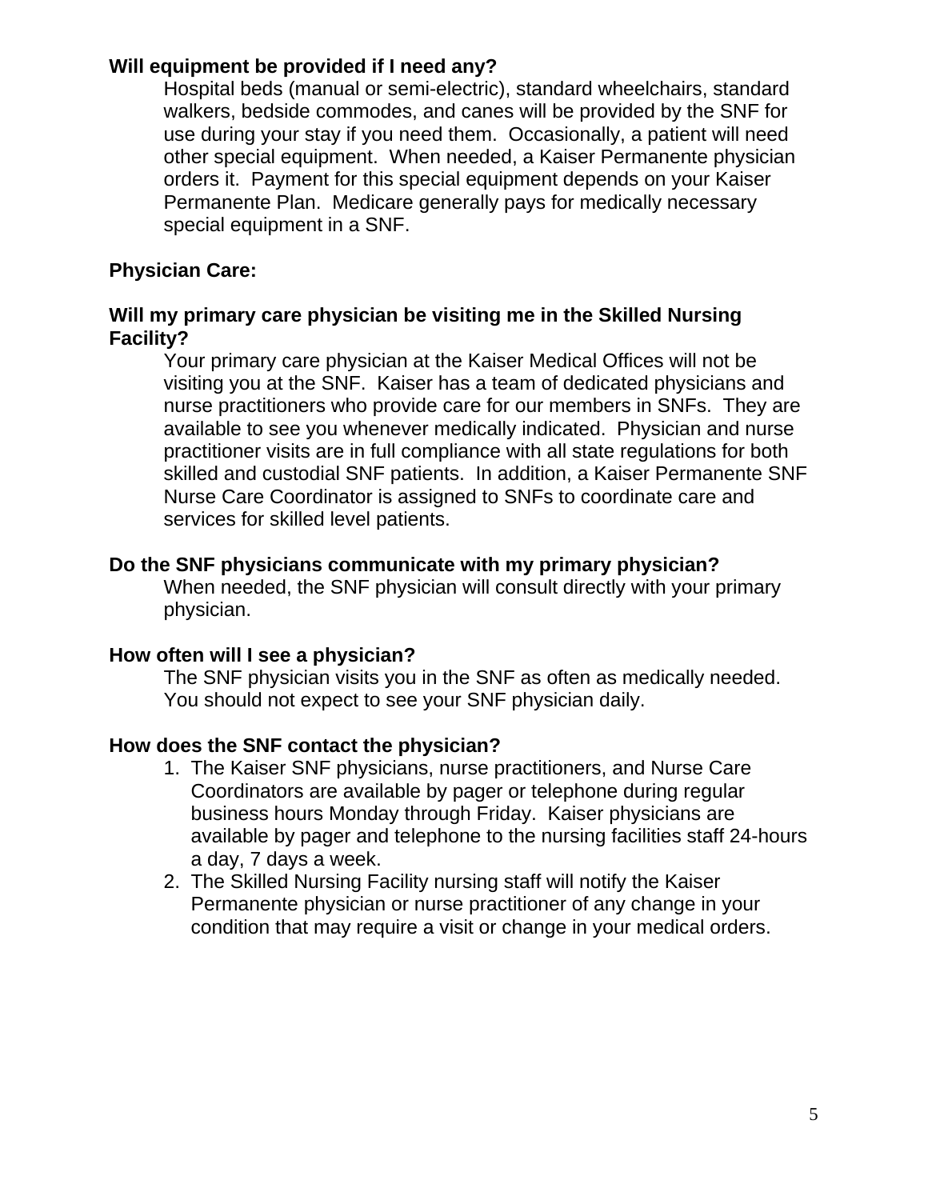**Will equipment be provided if I need any?**

Hospital beds (manual or semi-electric), standard wheelchairs, standard walkers, bedside commodes, and canes will be provided by the SNF for use during your stay if you need them. Occasionally, a patient will need other special equipment. When needed, a Kaiser Permanente physician orders it. Payment for this special equipment depends on your Kaiser Permanente Plan. Medicare generally pays for medically necessary special equipment in a SNF.

## Physician Care:

**Will my primary care physician be visiting me in the Skilled Nursing Facility?**

Your primary care physician at the Kaiser Medical Offices will not be visiting you at the SNF. Kaiser has a team of dedicated physicians and nurse practitioners who provide care for our members in SNFs. They are available to see you whenever medically indicated. Physician and nurse practitioner visits are in full compliance with all state regulations for both skilled and custodial SNF patients. In addition, a Kaiser Permanente SNF Nurse Care Coordinator is assigned to SNFs to coordinate care and services for skilled level patients.

**Do the SNF physicians communicate with my primary physician?**

When needed, the SNF physician will consult directly with your primary physician.

**How often will I see a physician?**

The SNF physician visits you in the SNF as often as medically needed. You should not expect to see your SNF physician daily.

**How does the SNF contact the physician?**

1. The Kaiser SNF physicians, nurse practitioners, and Nurse Care Coordinators are available by pager or telephone during regular business hours Monday through Friday. Kaiser physicians are available by pager and telephone to the nursing facilities staff 24-hours a day, 7 days a week.
2. The Skilled Nursing Facility nursing staff will notify the Kaiser Permanente physician or nurse practitioner of any change in your condition that may require a visit or change in your medical orders.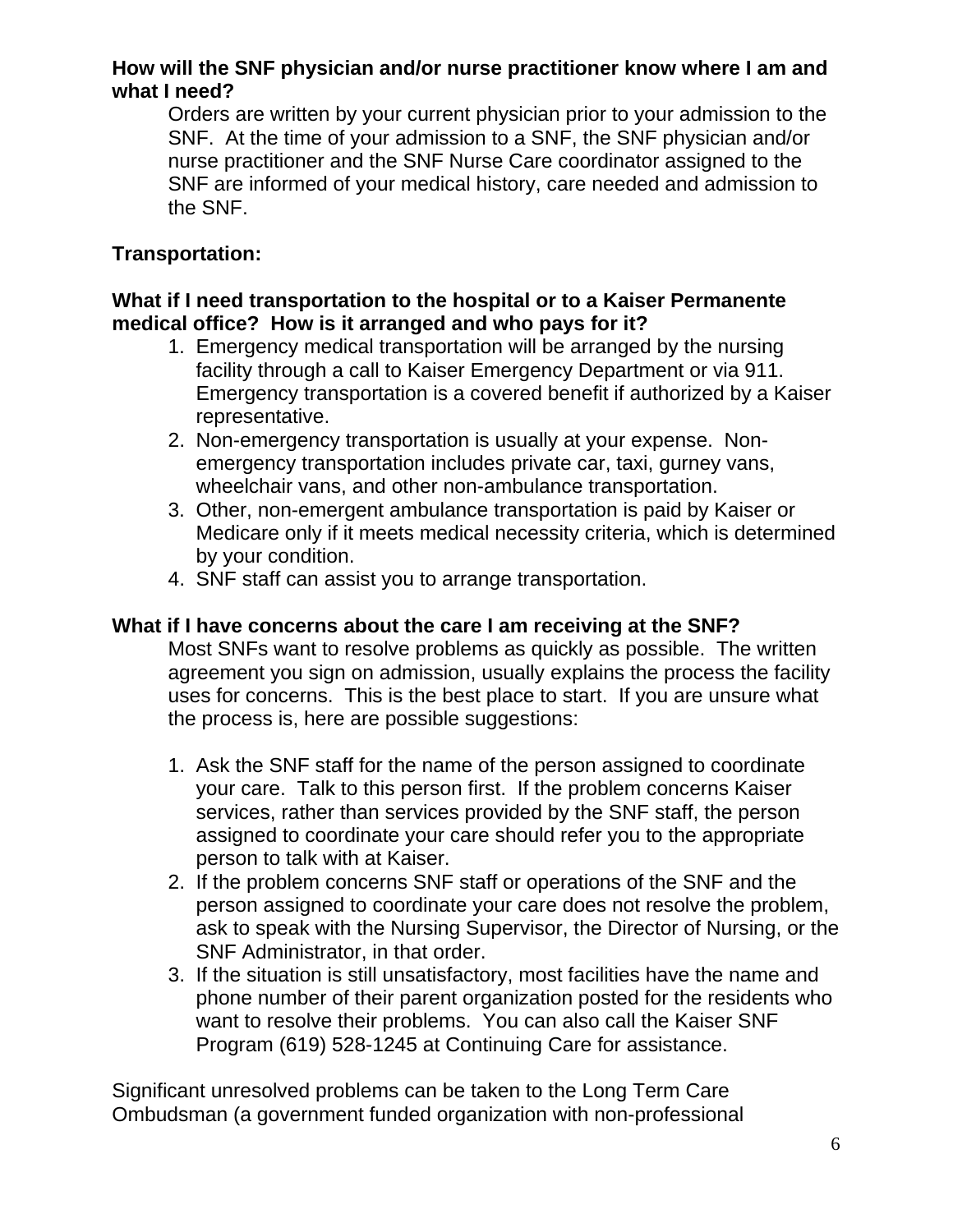**How will the SNF physician and/or nurse practitioner know where I am and what I need?**

Orders are written by your current physician prior to your admission to the SNF. At the time of your admission to a SNF, the SNF physician and/or nurse practitioner and the SNF Nurse Care coordinator assigned to the SNF are informed of your medical history, care needed and admission to the SNF.

**Transportation:**

**What if I need transportation to the hospital or to a Kaiser Permanente medical office? How is it arranged and who pays for it?**

1. Emergency medical transportation will be arranged by the nursing facility through a call to Kaiser Emergency Department or via 911. Emergency transportation is a covered benefit if authorized by a Kaiser representative.
2. Non-emergency transportation is usually at your expense. Non-emergency transportation includes private car, taxi, gurney vans, wheelchair vans, and other non-ambulance transportation.
3. Other, non-emergent ambulance transportation is paid by Kaiser or Medicare only if it meets medical necessity criteria, which is determined by your condition.
4. SNF staff can assist you to arrange transportation.

**What if I have concerns about the care I am receiving at the SNF?**

Most SNFs want to resolve problems as quickly as possible. The written agreement you sign on admission, usually explains the process the facility uses for concerns. This is the best place to start. If you are unsure what the process is, here are possible suggestions:

1. Ask the SNF staff for the name of the person assigned to coordinate your care. Talk to this person first. If the problem concerns Kaiser services, rather than services provided by the SNF staff, the person assigned to coordinate your care should refer you to the appropriate person to talk with at Kaiser.
2. If the problem concerns SNF staff or operations of the SNF and the person assigned to coordinate your care does not resolve the problem, ask to speak with the Nursing Supervisor, the Director of Nursing, or the SNF Administrator, in that order.
3. If the situation is still unsatisfactory, most facilities have the name and phone number of their parent organization posted for the residents who want to resolve their problems. You can also call the Kaiser SNF Program (619) 528-1245 at Continuing Care for assistance.

Significant unresolved problems can be taken to the Long Term Care Ombudsman (a government funded organization with non-professional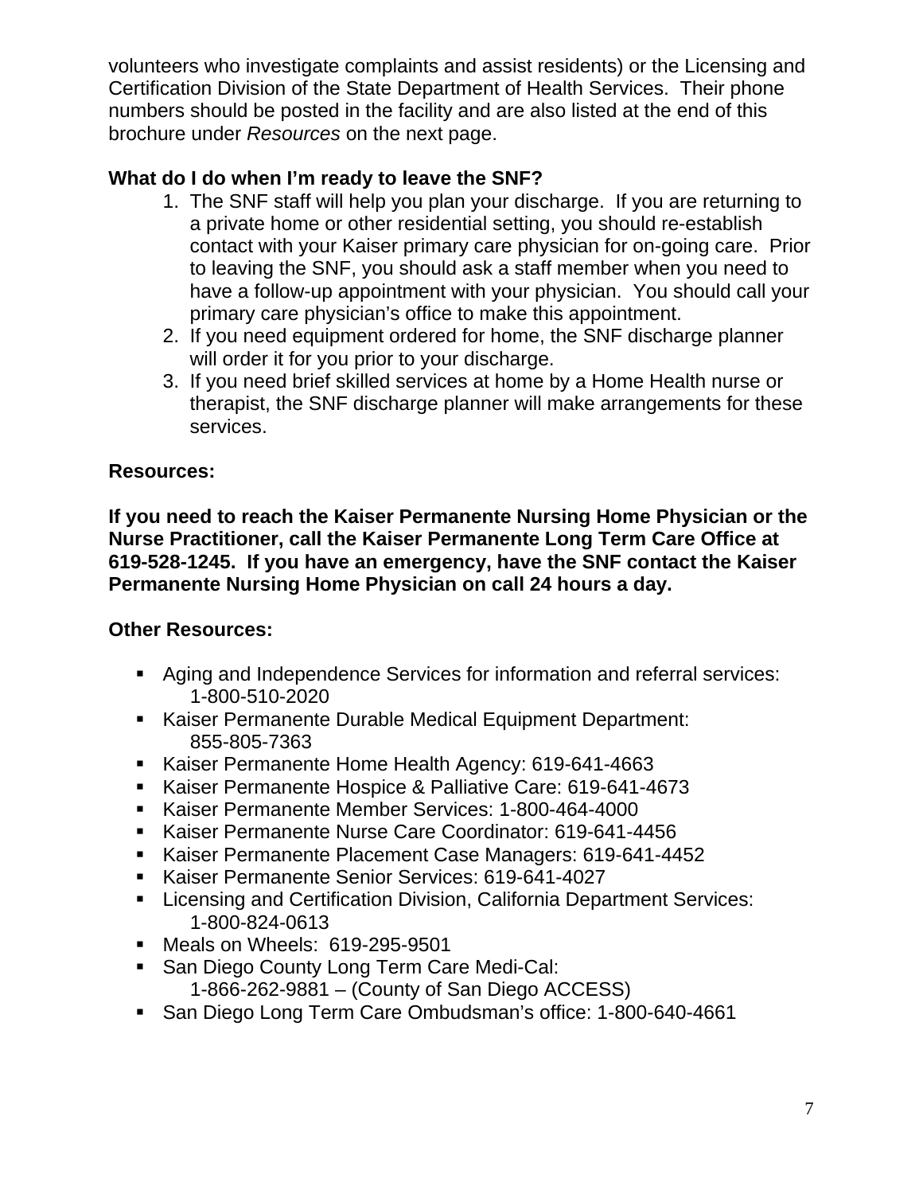volunteers who investigate complaints and assist residents) or the Licensing and Certification Division of the State Department of Health Services. Their phone numbers should be posted in the facility and are also listed at the end of this brochure under *Resources* on the next page.

**What do I do when I'm ready to leave the SNF?**

1. The SNF staff will help you plan your discharge. If you are returning to a private home or other residential setting, you should re-establish contact with your Kaiser primary care physician for on-going care. Prior to leaving the SNF, you should ask a staff member when you need to have a follow-up appointment with your physician. You should call your primary care physician's office to make this appointment.
2. If you need equipment ordered for home, the SNF discharge planner will order it for you prior to your discharge.
3. If you need brief skilled services at home by a Home Health nurse or therapist, the SNF discharge planner will make arrangements for these services.

**Resources:**

**If you need to reach the Kaiser Permanente Nursing Home Physician or the Nurse Practitioner, call the Kaiser Permanente Long Term Care Office at 619-528-1245. If you have an emergency, have the SNF contact the Kaiser Permanente Nursing Home Physician on call 24 hours a day.**

**Other Resources:**

- Aging and Independence Services for information and referral services: 1-800-510-2020
- Kaiser Permanente Durable Medical Equipment Department: 855-805-7363
- Kaiser Permanente Home Health Agency: 619-641-4663
- Kaiser Permanente Hospice & Palliative Care: 619-641-4673
- Kaiser Permanente Member Services: 1-800-464-4000
- Kaiser Permanente Nurse Care Coordinator: 619-641-4456
- Kaiser Permanente Placement Case Managers: 619-641-4452
- Kaiser Permanente Senior Services: 619-641-4027
- Licensing and Certification Division, California Department Services: 1-800-824-0613
- Meals on Wheels: 619-295-9501
- San Diego County Long Term Care Medi-Cal: 1-866-262-9881 – (County of San Diego ACCESS)
- San Diego Long Term Care Ombudsman's office: 1-800-640-4661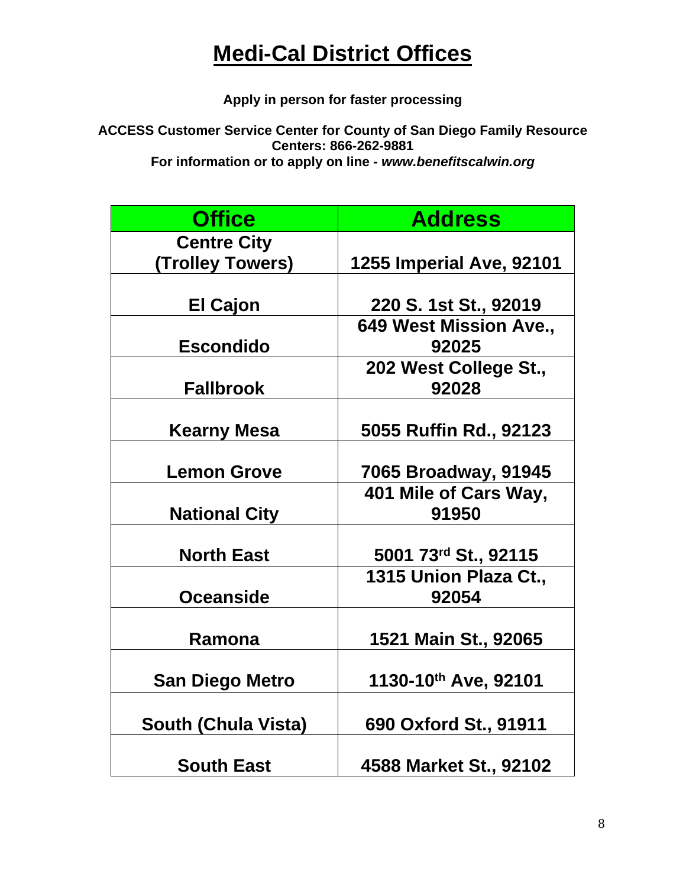# Medi-Cal District Offices

**Apply in person for faster processing**

**ACCESS Customer Service Center for County of San Diego Family Resource Centers: 866-262-9881**
**For information or to apply on line -** ***www.benefitscalwin.org***

| Office | Address |
|---|---|
| Centre City (Trolley Towers) | 1255 Imperial Ave, 92101 |
| El Cajon | 220 S. 1st St., 92019 |
| Escondido | 649 West Mission Ave., 92025 |
| Fallbrook | 202 West College St., 92028 |
| Kearny Mesa | 5055 Ruffin Rd., 92123 |
| Lemon Grove | 7065 Broadway, 91945 |
| National City | 401 Mile of Cars Way, 91950 |
| North East | 5001 73rd St., 92115 |
| Oceanside | 1315 Union Plaza Ct., 92054 |
| Ramona | 1521 Main St., 92065 |
| San Diego Metro | 1130-10th Ave, 92101 |
| South (Chula Vista) | 690 Oxford St., 91911 |
| South East | 4588 Market St., 92102 |